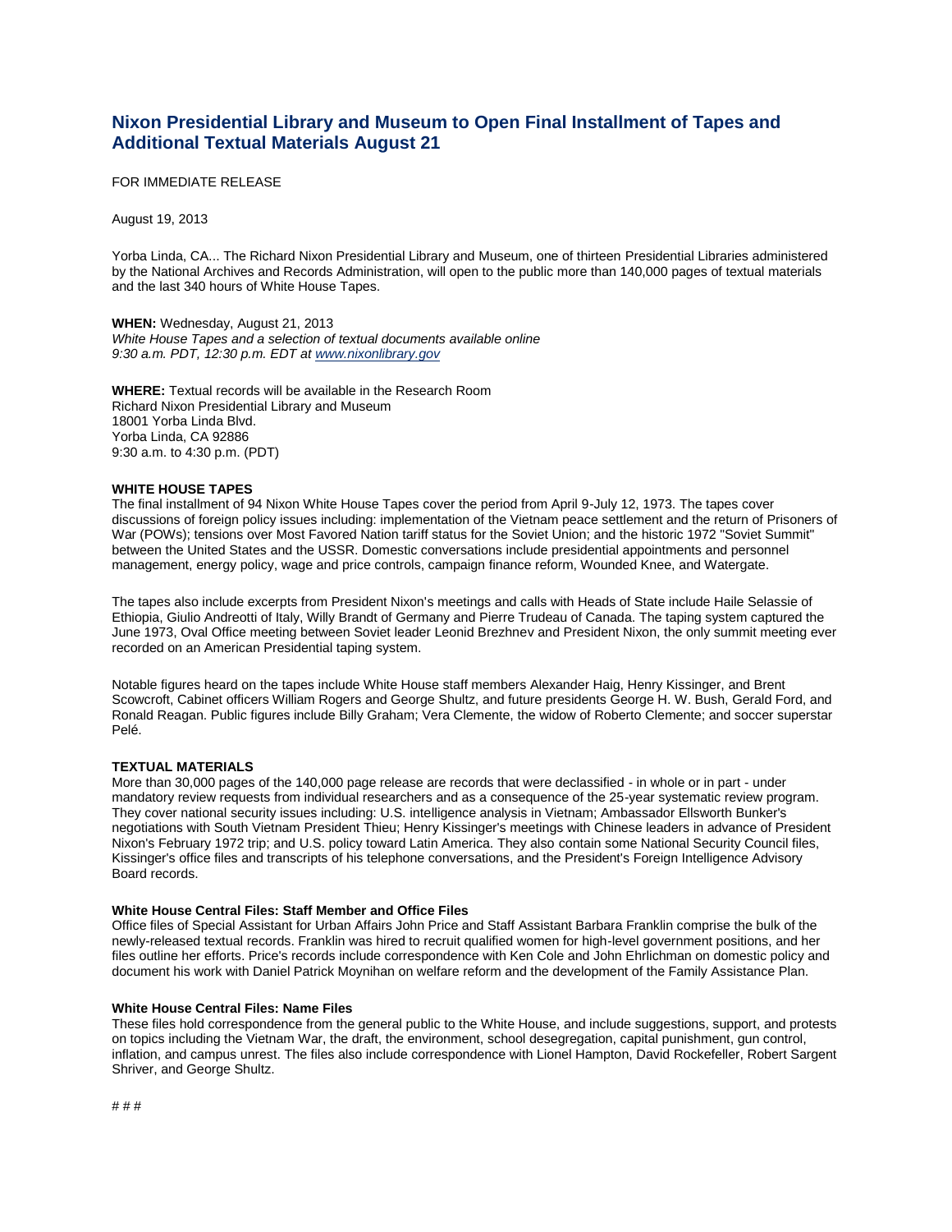# Nixon Presidential Library and Museum to Open Final Installment of Tapes and Additional Textual Materials August 21

FOR IMMEDIATE RELEASE

August 19, 2013

Yorba Linda, CA... The Richard Nixon Presidential Library and Museum, one of thirteen Presidential Libraries administered by the National Archives and Records Administration, will open to the public more than 140,000 pages of textual materials and the last 340 hours of White House Tapes.

**WHEN:** Wednesday, August 21, 2013
*White House Tapes and a selection of textual documents available online*
*9:30 a.m. PDT, 12:30 p.m. EDT at www.nixonlibrary.gov*

**WHERE:** Textual records will be available in the Research Room
Richard Nixon Presidential Library and Museum
18001 Yorba Linda Blvd.
Yorba Linda, CA 92886
9:30 a.m. to 4:30 p.m. (PDT)

**WHITE HOUSE TAPES**
The final installment of 94 Nixon White House Tapes cover the period from April 9-July 12, 1973. The tapes cover discussions of foreign policy issues including: implementation of the Vietnam peace settlement and the return of Prisoners of War (POWs); tensions over Most Favored Nation tariff status for the Soviet Union; and the historic 1972 "Soviet Summit" between the United States and the USSR. Domestic conversations include presidential appointments and personnel management, energy policy, wage and price controls, campaign finance reform, Wounded Knee, and Watergate.

The tapes also include excerpts from President Nixon's meetings and calls with Heads of State include Haile Selassie of Ethiopia, Giulio Andreotti of Italy, Willy Brandt of Germany and Pierre Trudeau of Canada. The taping system captured the June 1973, Oval Office meeting between Soviet leader Leonid Brezhnev and President Nixon, the only summit meeting ever recorded on an American Presidential taping system.

Notable figures heard on the tapes include White House staff members Alexander Haig, Henry Kissinger, and Brent Scowcroft, Cabinet officers William Rogers and George Shultz, and future presidents George H. W. Bush, Gerald Ford, and Ronald Reagan. Public figures include Billy Graham; Vera Clemente, the widow of Roberto Clemente; and soccer superstar Pelé.

**TEXTUAL MATERIALS**
More than 30,000 pages of the 140,000 page release are records that were declassified - in whole or in part - under mandatory review requests from individual researchers and as a consequence of the 25-year systematic review program. They cover national security issues including: U.S. intelligence analysis in Vietnam; Ambassador Ellsworth Bunker's negotiations with South Vietnam President Thieu; Henry Kissinger's meetings with Chinese leaders in advance of President Nixon's February 1972 trip; and U.S. policy toward Latin America. They also contain some National Security Council files, Kissinger's office files and transcripts of his telephone conversations, and the President's Foreign Intelligence Advisory Board records.

**White House Central Files: Staff Member and Office Files**
Office files of Special Assistant for Urban Affairs John Price and Staff Assistant Barbara Franklin comprise the bulk of the newly-released textual records. Franklin was hired to recruit qualified women for high-level government positions, and her files outline her efforts. Price's records include correspondence with Ken Cole and John Ehrlichman on domestic policy and document his work with Daniel Patrick Moynihan on welfare reform and the development of the Family Assistance Plan.

**White House Central Files: Name Files**
These files hold correspondence from the general public to the White House, and include suggestions, support, and protests on topics including the Vietnam War, the draft, the environment, school desegregation, capital punishment, gun control, inflation, and campus unrest. The files also include correspondence with Lionel Hampton, David Rockefeller, Robert Sargent Shriver, and George Shultz.

# # #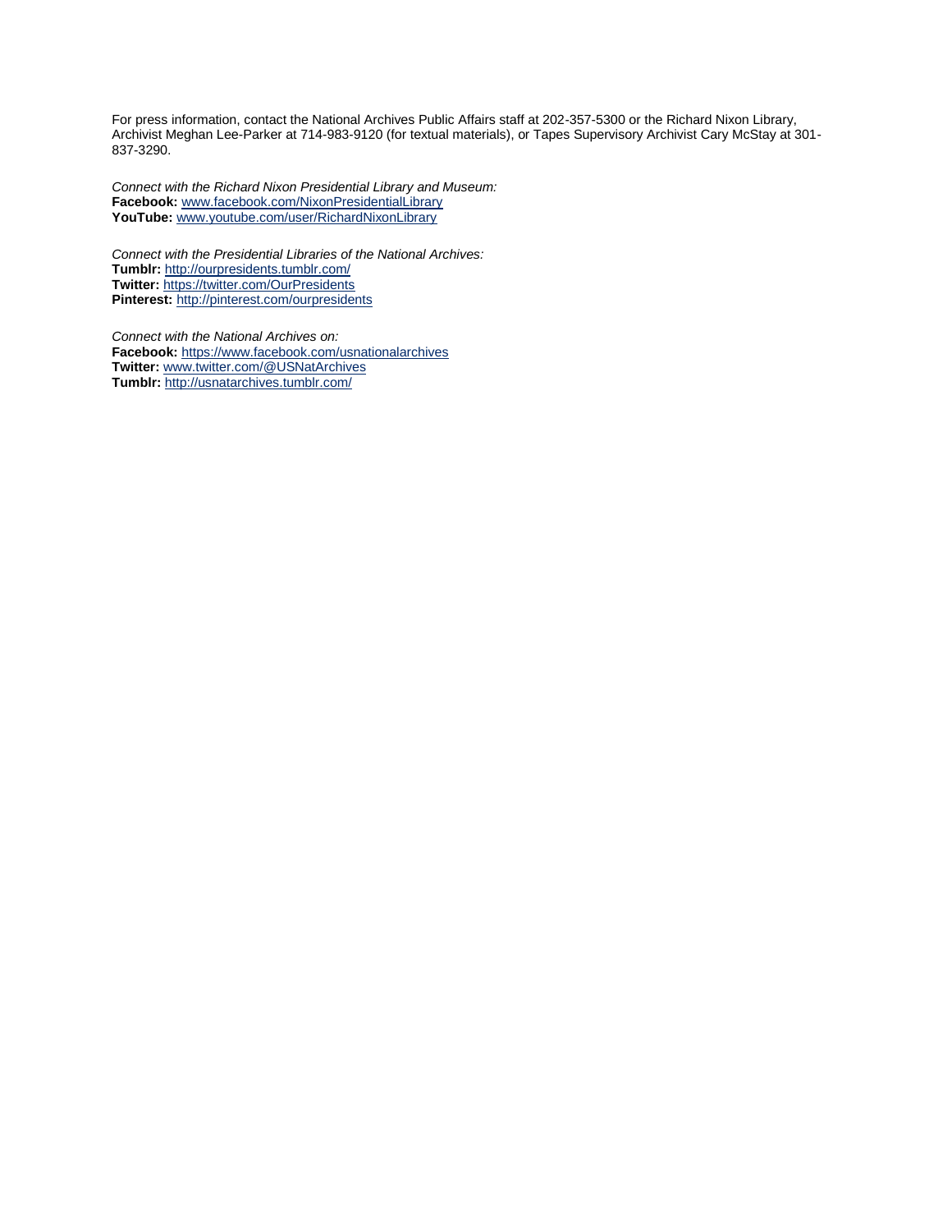For press information, contact the National Archives Public Affairs staff at 202-357-5300 or the Richard Nixon Library, Archivist Meghan Lee-Parker at 714-983-9120 (for textual materials), or Tapes Supervisory Archivist Cary McStay at 301-837-3290.

*Connect with the Richard Nixon Presidential Library and Museum:*
**Facebook:** www.facebook.com/NixonPresidentialLibrary
**YouTube:** www.youtube.com/user/RichardNixonLibrary

*Connect with the Presidential Libraries of the National Archives:*
**Tumblr:** http://ourpresidents.tumblr.com/
**Twitter:** https://twitter.com/OurPresidents
**Pinterest:** http://pinterest.com/ourpresidents

*Connect with the National Archives on:*
**Facebook:** https://www.facebook.com/usnationalarchives
**Twitter:** www.twitter.com/@USNatArchives
**Tumblr:** http://usnatarchives.tumblr.com/